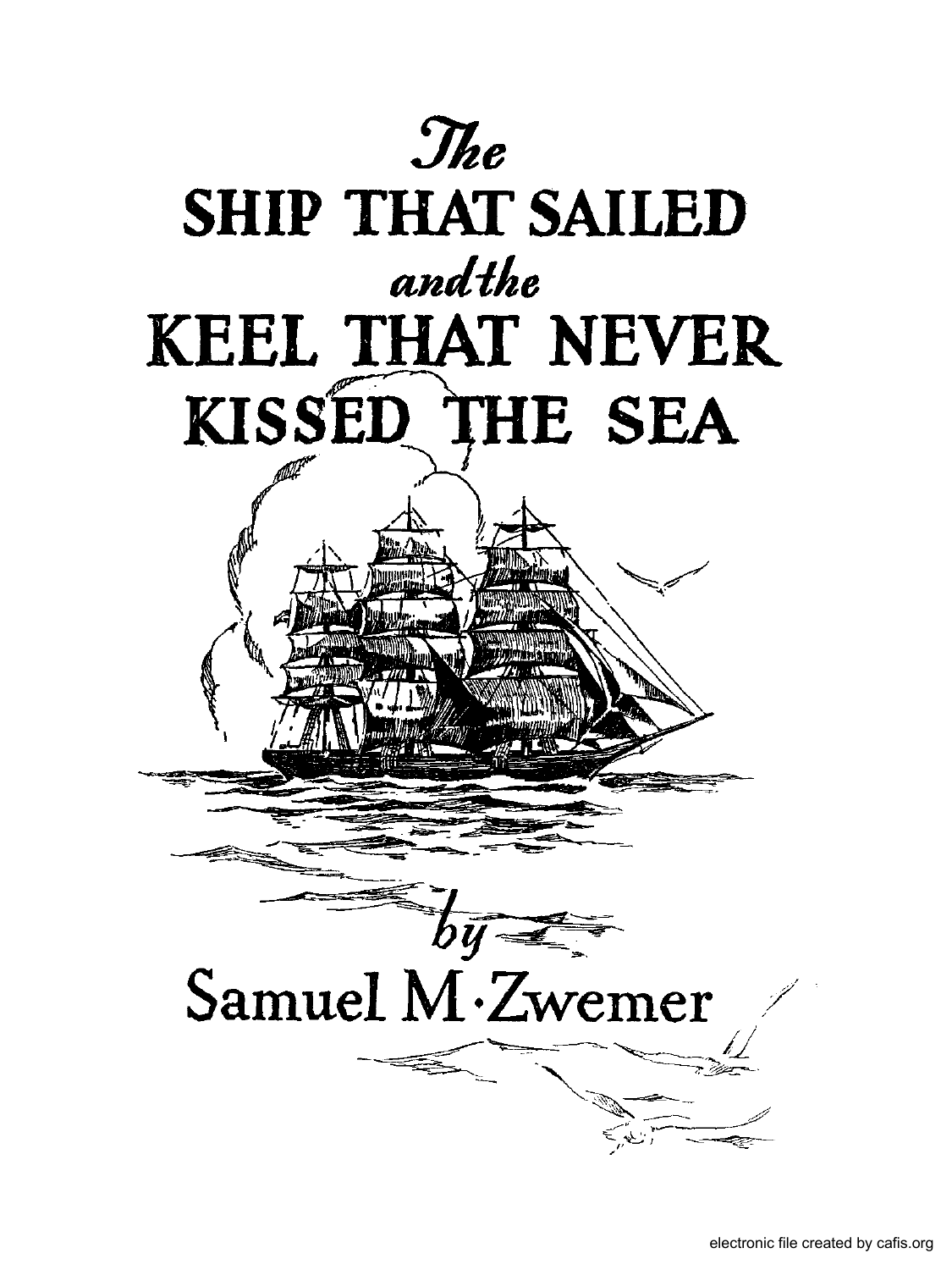# *The* SHIP THAT SAILED *and the* KEEL THAT NEVER KISSED THE SEA

*by*

Samuel M. Zwemer

electronic file created by cafis.org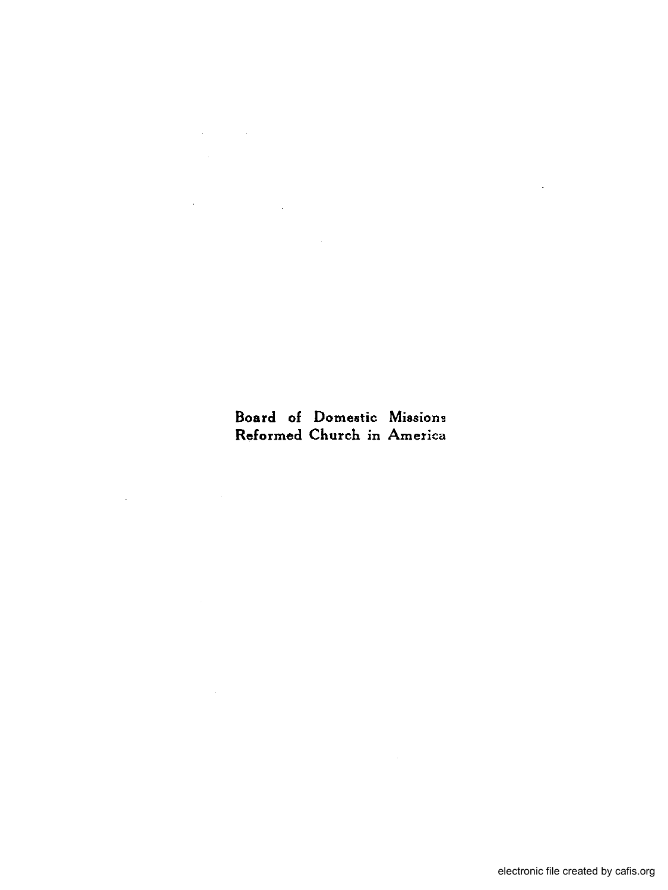Board of Domestic Missions
Reformed Church in America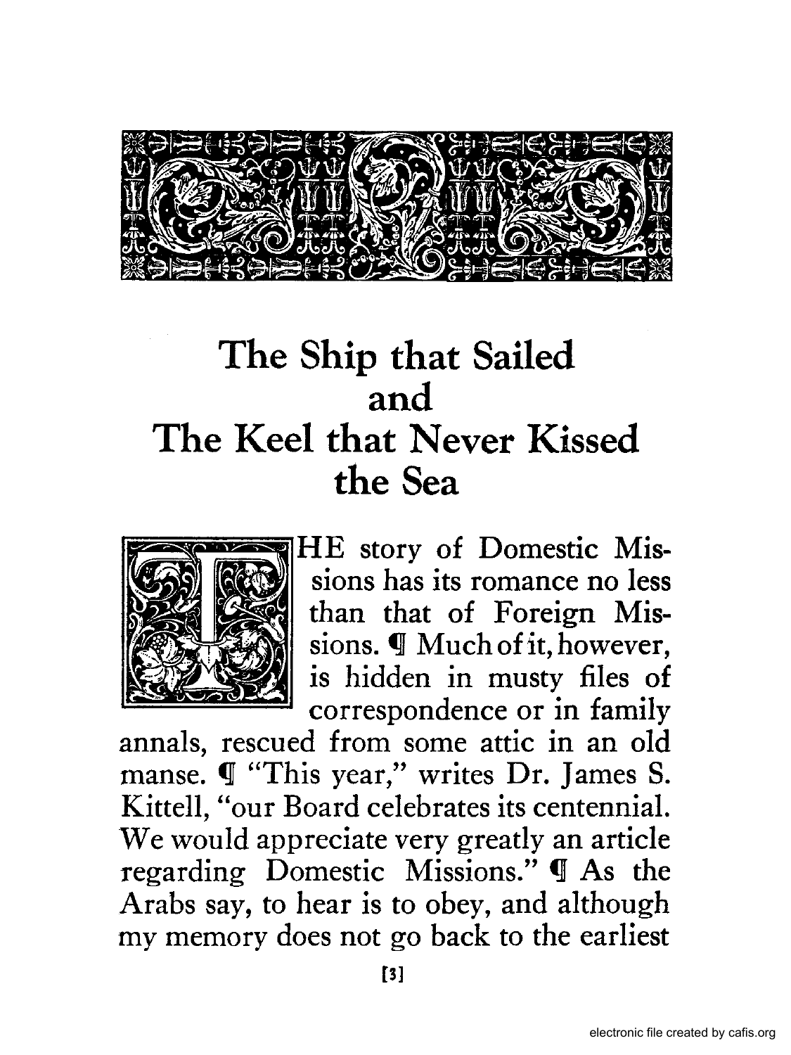# The Ship that Sailed and The Keel that Never Kissed the Sea

THE story of Domestic Missions has its romance no less than that of Foreign Missions. ¶ Much of it, however, is hidden in musty files of correspondence or in family annals, rescued from some attic in an old manse. ¶ "This year," writes Dr. James S. Kittell, "our Board celebrates its centennial. We would appreciate very greatly an article regarding Domestic Missions." ¶ As the Arabs say, to hear is to obey, and although my memory does not go back to the earliest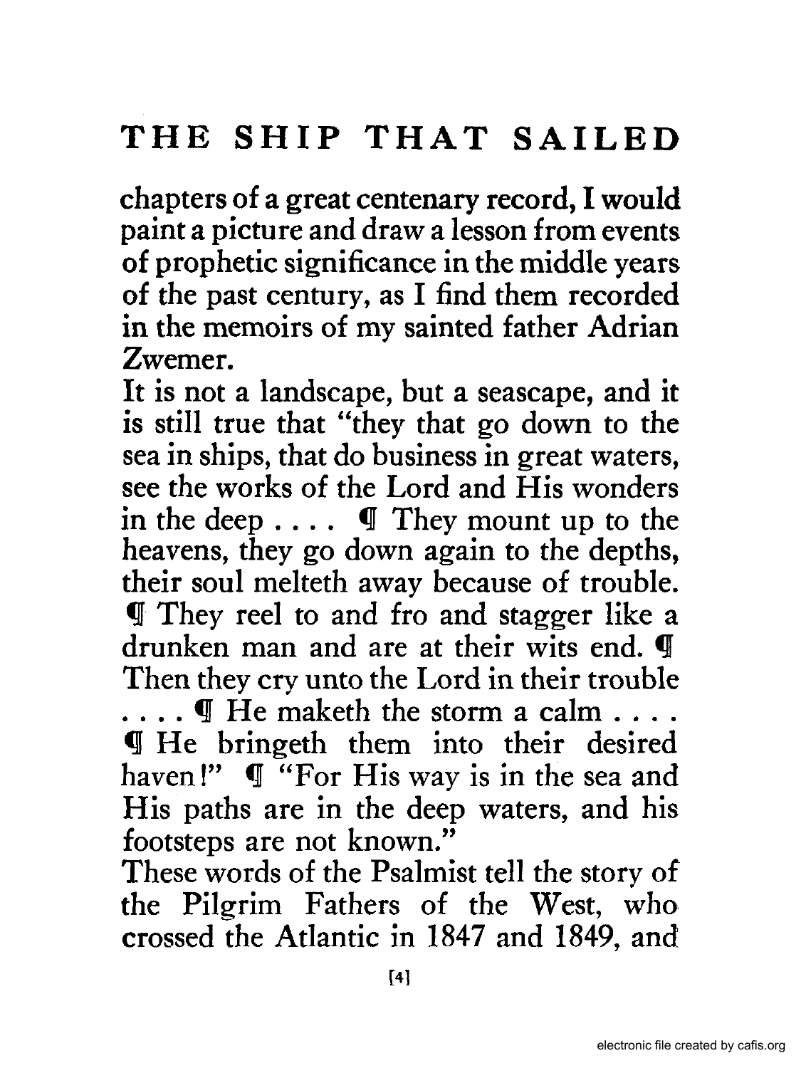chapters of a great centenary record, I would paint a picture and draw a lesson from events of prophetic significance in the middle years of the past century, as I find them recorded in the memoirs of my sainted father Adrian Zwemer.

It is not a landscape, but a seascape, and it is still true that "they that go down to the sea in ships, that do business in great waters, see the works of the Lord and His wonders in the deep . . . . ¶ They mount up to the heavens, they go down again to the depths, their soul melteth away because of trouble. ¶ They reel to and fro and stagger like a drunken man and are at their wits end. ¶ Then they cry unto the Lord in their trouble . . . . ¶ He maketh the storm a calm . . . . ¶ He bringeth them into their desired haven!" ¶ "For His way is in the sea and His paths are in the deep waters, and his footsteps are not known."

These words of the Psalmist tell the story of the Pilgrim Fathers of the West, who crossed the Atlantic in 1847 and 1849, and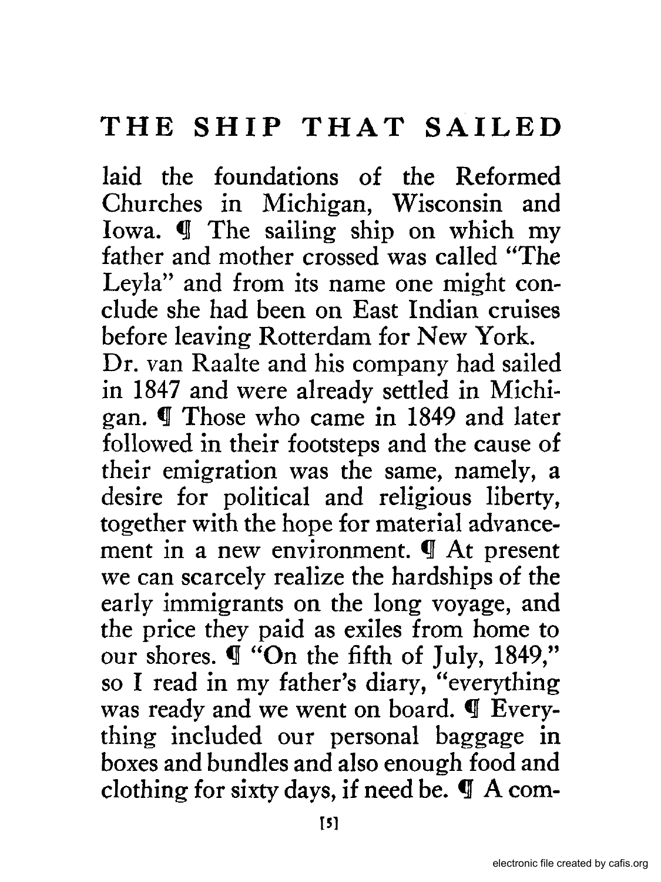laid the foundations of the Reformed Churches in Michigan, Wisconsin and Iowa. ¶ The sailing ship on which my father and mother crossed was called "The Leyla" and from its name one might conclude she had been on East Indian cruises before leaving Rotterdam for New York.

Dr. van Raalte and his company had sailed in 1847 and were already settled in Michigan. ¶ Those who came in 1849 and later followed in their footsteps and the cause of their emigration was the same, namely, a desire for political and religious liberty, together with the hope for material advancement in a new environment. ¶ At present we can scarcely realize the hardships of the early immigrants on the long voyage, and the price they paid as exiles from home to our shores. ¶ "On the fifth of July, 1849," so I read in my father's diary, "everything was ready and we went on board. ¶ Everything included our personal baggage in boxes and bundles and also enough food and clothing for sixty days, if need be. ¶ A com-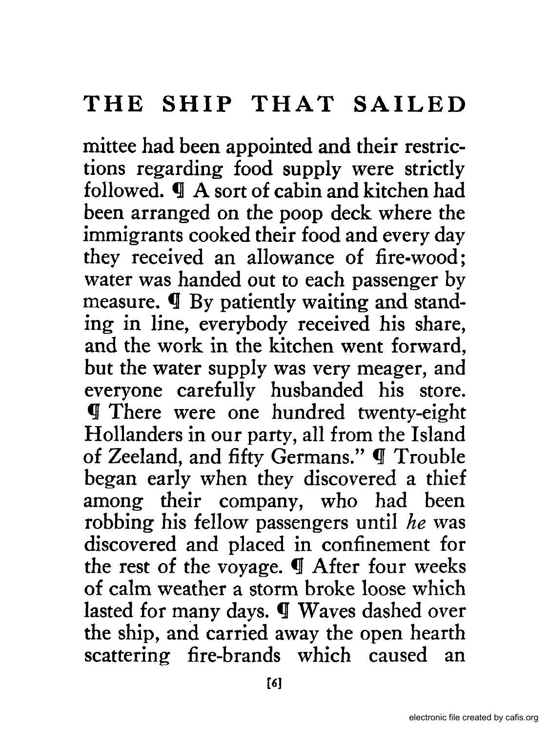mittee had been appointed and their restrictions regarding food supply were strictly followed. ¶ A sort of cabin and kitchen had been arranged on the poop deck where the immigrants cooked their food and every day they received an allowance of fire-wood; water was handed out to each passenger by measure. ¶ By patiently waiting and standing in line, everybody received his share, and the work in the kitchen went forward, but the water supply was very meager, and everyone carefully husbanded his store. ¶ There were one hundred twenty-eight Hollanders in our party, all from the Island of Zeeland, and fifty Germans." ¶ Trouble began early when they discovered a thief among their company, who had been robbing his fellow passengers until *he* was discovered and placed in confinement for the rest of the voyage. ¶ After four weeks of calm weather a storm broke loose which lasted for many days. ¶ Waves dashed over the ship, and carried away the open hearth scattering fire-brands which caused an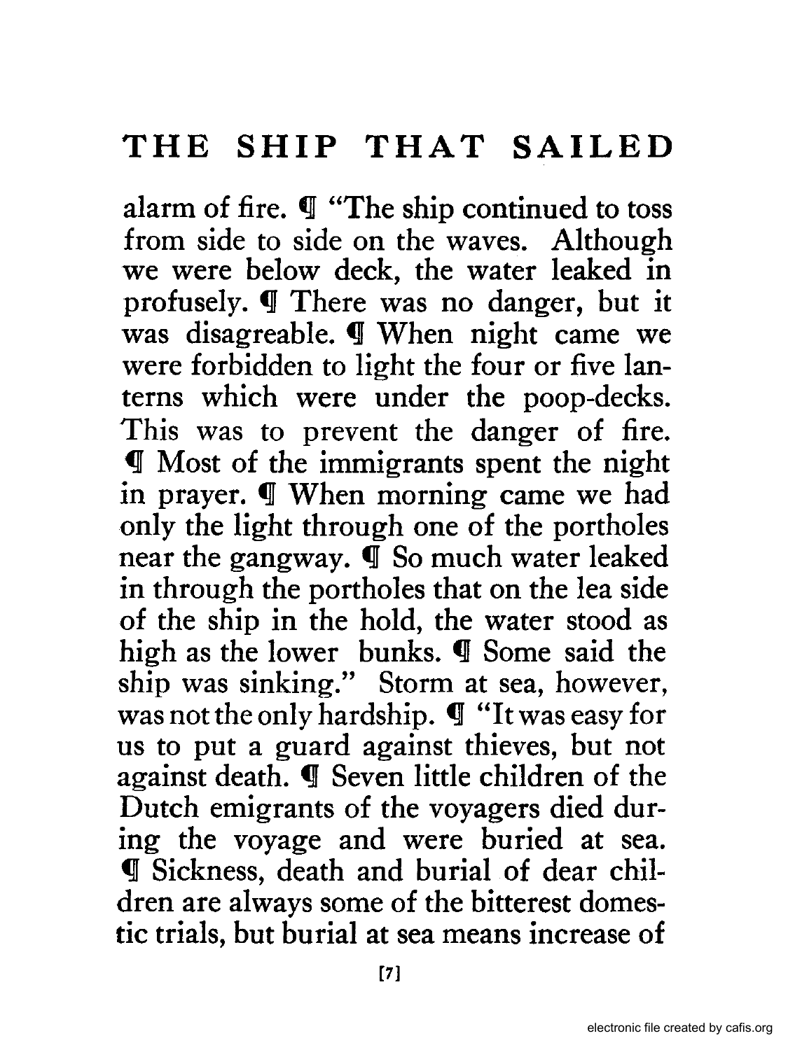alarm of fire. ¶ "The ship continued to toss from side to side on the waves. Although we were below deck, the water leaked in profusely. ¶ There was no danger, but it was disagreable. ¶ When night came we were forbidden to light the four or five lanterns which were under the poop-decks. This was to prevent the danger of fire. ¶ Most of the immigrants spent the night in prayer. ¶ When morning came we had only the light through one of the portholes near the gangway. ¶ So much water leaked in through the portholes that on the lea side of the ship in the hold, the water stood as high as the lower bunks. ¶ Some said the ship was sinking." Storm at sea, however, was not the only hardship. ¶ "It was easy for us to put a guard against thieves, but not against death. ¶ Seven little children of the Dutch emigrants of the voyagers died during the voyage and were buried at sea. ¶ Sickness, death and burial of dear children are always some of the bitterest domestic trials, but burial at sea means increase of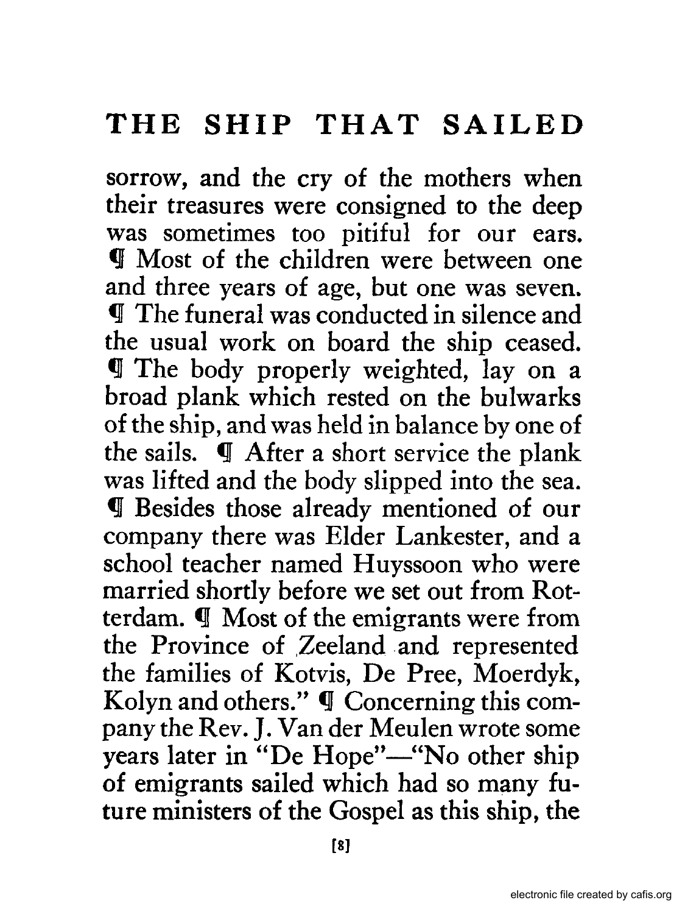sorrow, and the cry of the mothers when their treasures were consigned to the deep was sometimes too pitiful for our ears. ¶ Most of the children were between one and three years of age, but one was seven. ¶ The funeral was conducted in silence and the usual work on board the ship ceased. ¶ The body properly weighted, lay on a broad plank which rested on the bulwarks of the ship, and was held in balance by one of the sails. ¶ After a short service the plank was lifted and the body slipped into the sea. ¶ Besides those already mentioned of our company there was Elder Lankester, and a school teacher named Huyssoon who were married shortly before we set out from Rotterdam. ¶ Most of the emigrants were from the Province of Zeeland and represented the families of Kotvis, De Pree, Moerdyk, Kolyn and others." ¶ Concerning this company the Rev. J. Van der Meulen wrote some years later in "De Hope"—"No other ship of emigrants sailed which had so many future ministers of the Gospel as this ship, the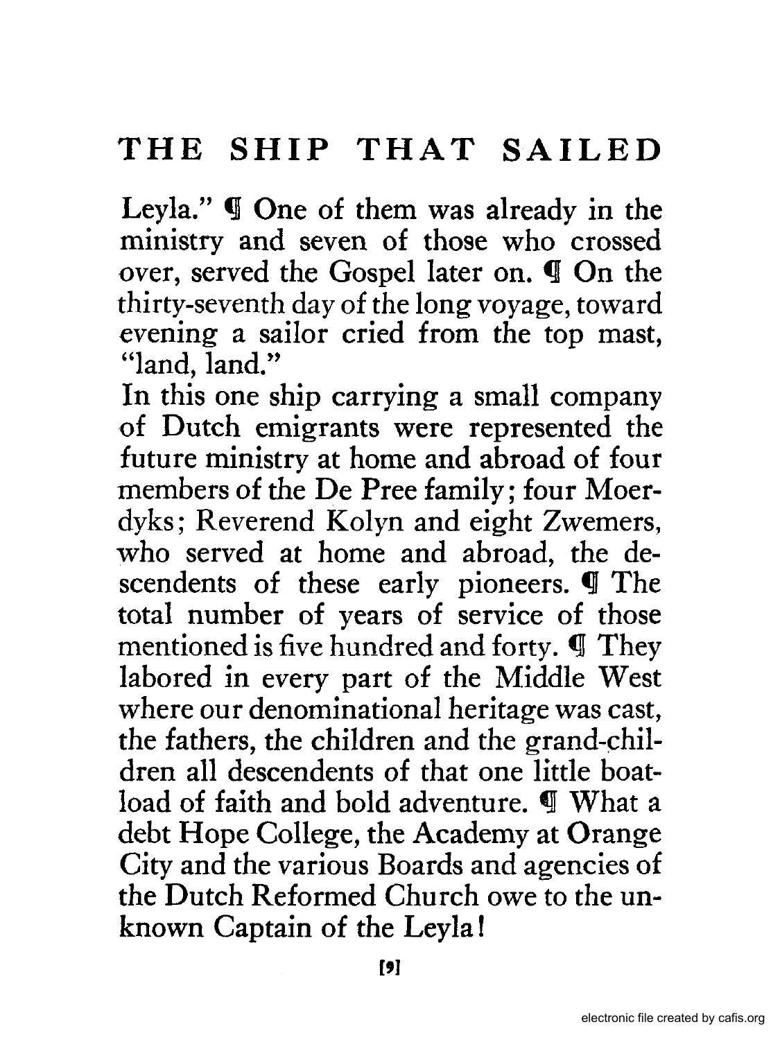Leyla." ¶ One of them was already in the ministry and seven of those who crossed over, served the Gospel later on. ¶ On the thirty-seventh day of the long voyage, toward evening a sailor cried from the top mast, "land, land."

In this one ship carrying a small company of Dutch emigrants were represented the future ministry at home and abroad of four members of the De Pree family; four Moerdyks; Reverend Kolyn and eight Zwemers, who served at home and abroad, the descendents of these early pioneers. ¶ The total number of years of service of those mentioned is five hundred and forty. ¶ They labored in every part of the Middle West where our denominational heritage was cast, the fathers, the children and the grand-children all descendents of that one little boatload of faith and bold adventure. ¶ What a debt Hope College, the Academy at Orange City and the various Boards and agencies of the Dutch Reformed Church owe to the unknown Captain of the Leyla!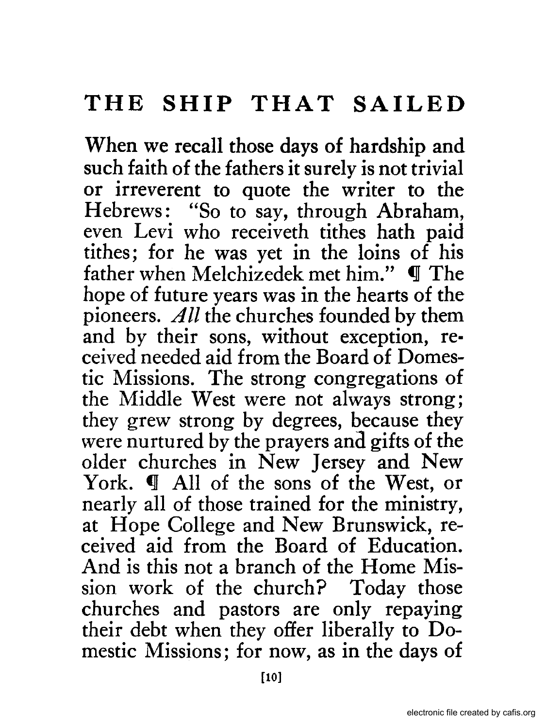# THE SHIP THAT SAILED

When we recall those days of hardship and such faith of the fathers it surely is not trivial or irreverent to quote the writer to the Hebrews: "So to say, through Abraham, even Levi who receiveth tithes hath paid tithes; for he was yet in the loins of his father when Melchizedek met him." ¶ The hope of future years was in the hearts of the pioneers. *All* the churches founded by them and by their sons, without exception, received needed aid from the Board of Domestic Missions. The strong congregations of the Middle West were not always strong; they grew strong by degrees, because they were nurtured by the prayers and gifts of the older churches in New Jersey and New York. ¶ All of the sons of the West, or nearly all of those trained for the ministry, at Hope College and New Brunswick, received aid from the Board of Education. And is this not a branch of the Home Mission work of the church? Today those churches and pastors are only repaying their debt when they offer liberally to Domestic Missions; for now, as in the days of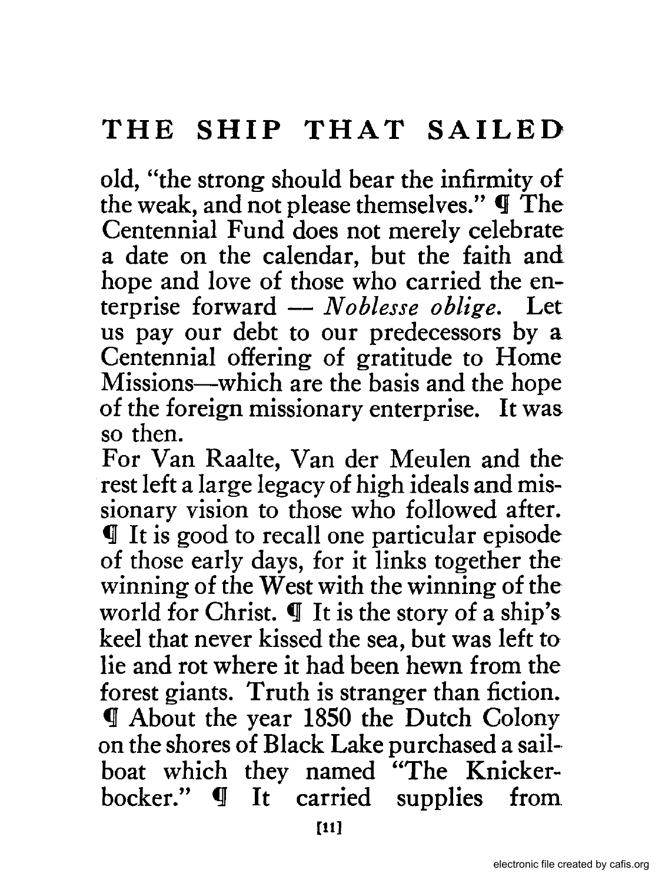old, "the strong should bear the infirmity of the weak, and not please themselves." ¶ The Centennial Fund does not merely celebrate a date on the calendar, but the faith and hope and love of those who carried the enterprise forward — *Noblesse oblige.* Let us pay our debt to our predecessors by a Centennial offering of gratitude to Home Missions—which are the basis and the hope of the foreign missionary enterprise. It was so then.

For Van Raalte, Van der Meulen and the rest left a large legacy of high ideals and missionary vision to those who followed after. ¶ It is good to recall one particular episode of those early days, for it links together the winning of the West with the winning of the world for Christ. ¶ It is the story of a ship's keel that never kissed the sea, but was left to lie and rot where it had been hewn from the forest giants. Truth is stranger than fiction. ¶ About the year 1850 the Dutch Colony on the shores of Black Lake purchased a sailboat which they named "The Knickerbocker." ¶ It carried supplies from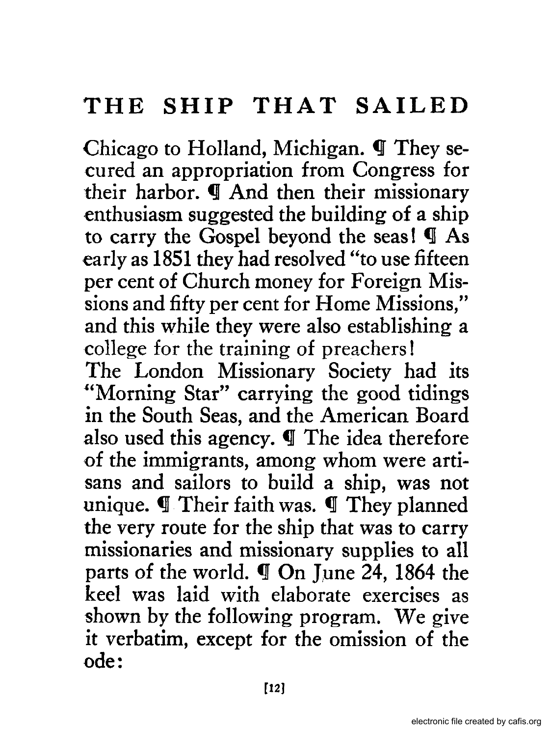Chicago to Holland, Michigan. ¶ They secured an appropriation from Congress for their harbor. ¶ And then their missionary enthusiasm suggested the building of a ship to carry the Gospel beyond the seas! ¶ As early as 1851 they had resolved "to use fifteen per cent of Church money for Foreign Missions and fifty per cent for Home Missions," and this while they were also establishing a college for the training of preachers!

The London Missionary Society had its "Morning Star" carrying the good tidings in the South Seas, and the American Board also used this agency. ¶ The idea therefore of the immigrants, among whom were artisans and sailors to build a ship, was not unique. ¶ Their faith was. ¶ They planned the very route for the ship that was to carry missionaries and missionary supplies to all parts of the world. ¶ On June 24, 1864 the keel was laid with elaborate exercises as shown by the following program. We give it verbatim, except for the omission of the ode: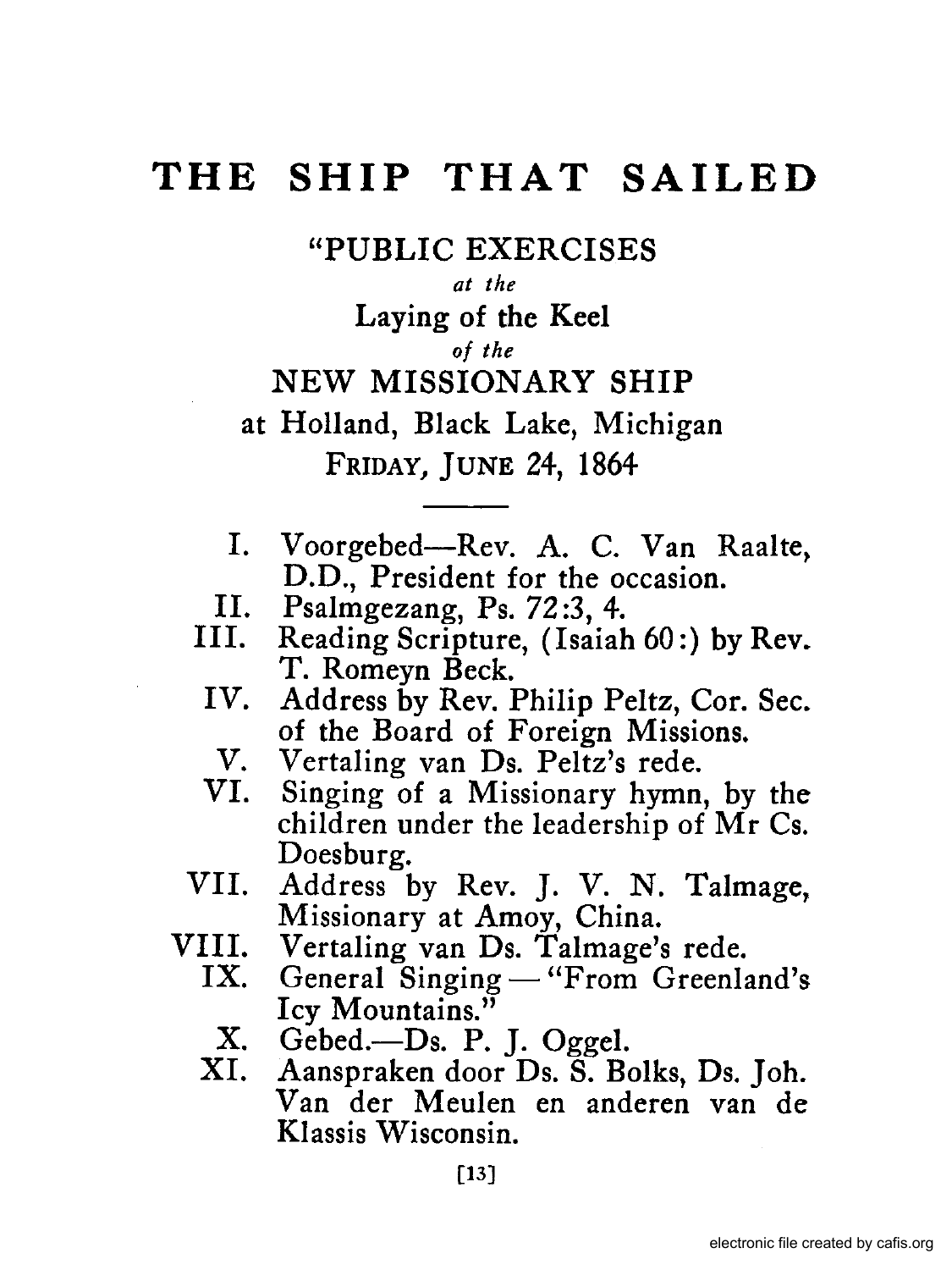# THE SHIP THAT SAILED

"PUBLIC EXERCISES

*at the*

Laying of the Keel

*of the*

NEW MISSIONARY SHIP

at Holland, Black Lake, Michigan

FRIDAY, JUNE 24, 1864

---

I. Voorgebed—Rev. A. C. Van Raalte, D.D., President for the occasion.

II. Psalmgezang, Ps. 72:3, 4.

III. Reading Scripture, (Isaiah 60:) by Rev. T. Romeyn Beck.

IV. Address by Rev. Philip Peltz, Cor. Sec. of the Board of Foreign Missions.

V. Vertaling van Ds. Peltz's rede.

VI. Singing of a Missionary hymn, by the children under the leadership of Mr Cs. Doesburg.

VII. Address by Rev. J. V. N. Talmage, Missionary at Amoy, China.

VIII. Vertaling van Ds. Talmage's rede.

IX. General Singing — "From Greenland's Icy Mountains."

X. Gebed.—Ds. P. J. Oggel.

XI. Aanspraken door Ds. S. Bolks, Ds. Joh. Van der Meulen en anderen van de Klassis Wisconsin.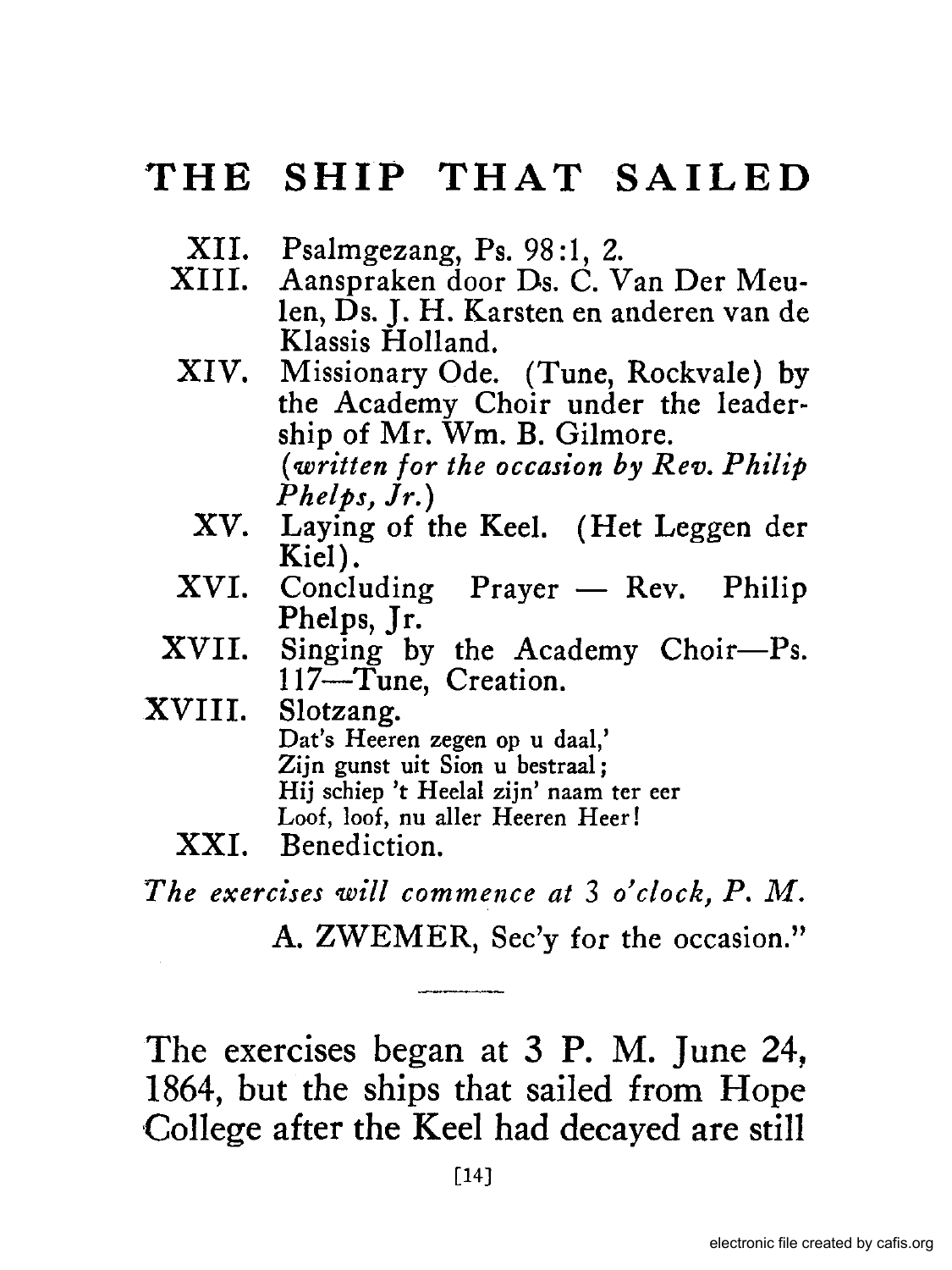XII. Psalmgezang, Ps. 98:1, 2.

XIII. Aanspraken door Ds. C. Van Der Meulen, Ds. J. H. Karsten en anderen van de Klassis Holland.

XIV. Missionary Ode. (Tune, Rockvale) by the Academy Choir under the leadership of Mr. Wm. B. Gilmore. *(written for the occasion by Rev. Philip Phelps, Jr.)*

XV. Laying of the Keel. (Het Leggen der Kiel).

XVI. Concluding Prayer — Rev. Philip Phelps, Jr.

XVII. Singing by the Academy Choir—Ps. 117—Tune, Creation.

XVIII. Slotzang.

Dat's Heeren zegen op u daal,'
Zijn gunst uit Sion u bestraal;
Hij schiep 't Heelal zijn' naam ter eer
Loof, loof, nu aller Heeren Heer!

XXI. Benediction.

*The exercises will commence at 3 o'clock, P. M.*

A. ZWEMER, Sec'y for the occasion."

---

The exercises began at 3 P. M. June 24, 1864, but the ships that sailed from Hope College after the Keel had decayed are still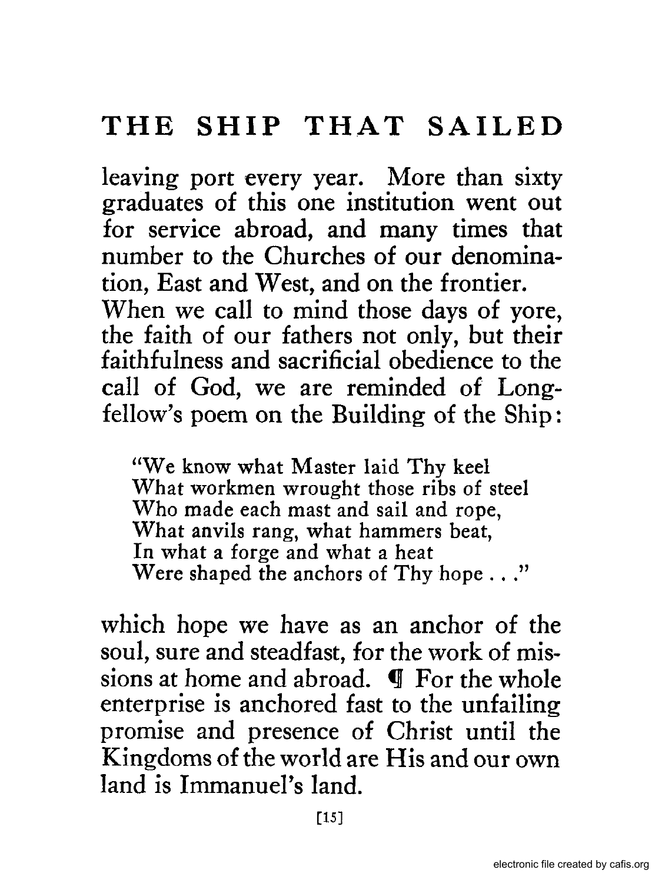leaving port every year. More than sixty graduates of this one institution went out for service abroad, and many times that number to the Churches of our denomination, East and West, and on the frontier.

When we call to mind those days of yore, the faith of our fathers not only, but their faithfulness and sacrificial obedience to the call of God, we are reminded of Longfellow's poem on the Building of the Ship:

> "We know what Master laid Thy keel
> What workmen wrought those ribs of steel
> Who made each mast and sail and rope,
> What anvils rang, what hammers beat,
> In what a forge and what a heat
> Were shaped the anchors of Thy hope . . ."

which hope we have as an anchor of the soul, sure and steadfast, for the work of missions at home and abroad. ¶ For the whole enterprise is anchored fast to the unfailing promise and presence of Christ until the Kingdoms of the world are His and our own land is Immanuel's land.